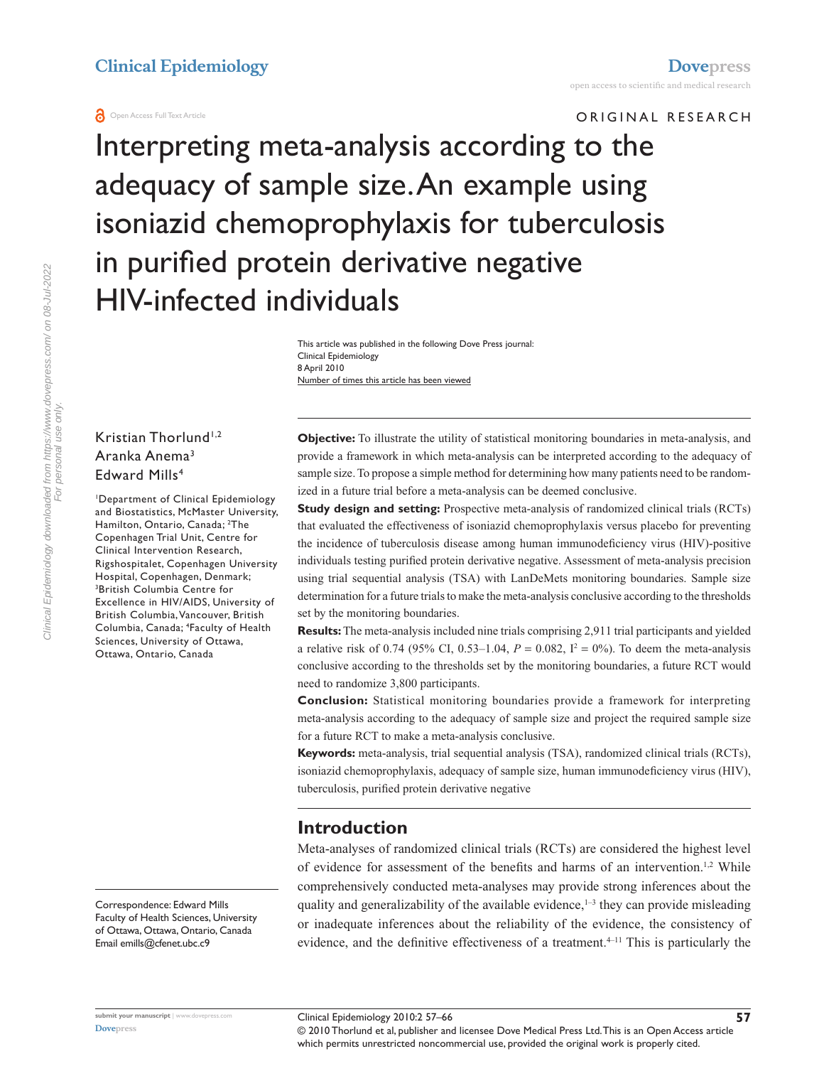ORIGINAL RESEARCH

# Interpreting meta-analysis according to the adequacy of sample size. An example using isoniazid chemoprophylaxis for tuberculosis in purified protein derivative negative HIV-infected individuals

This article was published in the following Dove Press journal:
Clinical Epidemiology
8 April 2010
Number of times this article has been viewed

Kristian Thorlund[1,2]
Aranka Anema[3]
Edward Mills[4]

[1]Department of Clinical Epidemiology and Biostatistics, McMaster University, Hamilton, Ontario, Canada; [2]The Copenhagen Trial Unit, Centre for Clinical Intervention Research, Rigshospitalet, Copenhagen University Hospital, Copenhagen, Denmark; [3]British Columbia Centre for Excellence in HIV/AIDS, University of British Columbia, Vancouver, British Columbia, Canada; [4]Faculty of Health Sciences, University of Ottawa, Ottawa, Ontario, Canada

Correspondence: Edward Mills
Faculty of Health Sciences, University of Ottawa, Ottawa, Ontario, Canada
Email emills@cfenet.ubc.c9

**Objective:** To illustrate the utility of statistical monitoring boundaries in meta-analysis, and provide a framework in which meta-analysis can be interpreted according to the adequacy of sample size. To propose a simple method for determining how many patients need to be randomized in a future trial before a meta-analysis can be deemed conclusive.

**Study design and setting:** Prospective meta-analysis of randomized clinical trials (RCTs) that evaluated the effectiveness of isoniazid chemoprophylaxis versus placebo for preventing the incidence of tuberculosis disease among human immunodeficiency virus (HIV)-positive individuals testing purified protein derivative negative. Assessment of meta-analysis precision using trial sequential analysis (TSA) with LanDeMets monitoring boundaries. Sample size determination for a future trials to make the meta-analysis conclusive according to the thresholds set by the monitoring boundaries.

**Results:** The meta-analysis included nine trials comprising 2,911 trial participants and yielded a relative risk of 0.74 (95% CI, 0.53–1.04, $P = 0.082$, $I^2 = 0\%$). To deem the meta-analysis conclusive according to the thresholds set by the monitoring boundaries, a future RCT would need to randomize 3,800 participants.

**Conclusion:** Statistical monitoring boundaries provide a framework for interpreting meta-analysis according to the adequacy of sample size and project the required sample size for a future RCT to make a meta-analysis conclusive.

**Keywords:** meta-analysis, trial sequential analysis (TSA), randomized clinical trials (RCTs), isoniazid chemoprophylaxis, adequacy of sample size, human immunodeficiency virus (HIV), tuberculosis, purified protein derivative negative

## Introduction

Meta-analyses of randomized clinical trials (RCTs) are considered the highest level of evidence for assessment of the benefits and harms of an intervention.[1,2] While comprehensively conducted meta-analyses may provide strong inferences about the quality and generalizability of the available evidence,[1–3] they can provide misleading or inadequate inferences about the reliability of the evidence, the consistency of evidence, and the definitive effectiveness of a treatment.[4–11] This is particularly the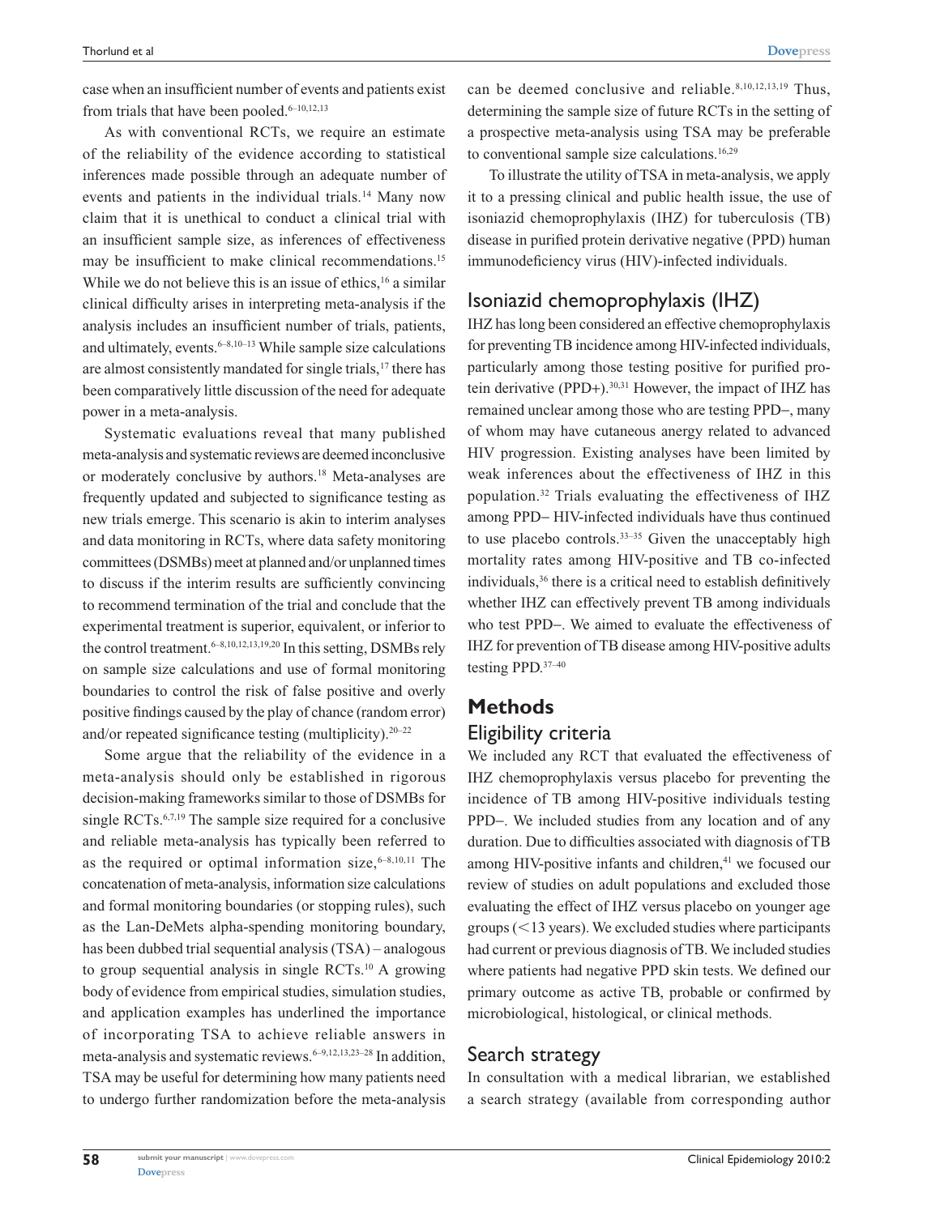case when an insufficient number of events and patients exist from trials that have been pooled.[6–10,12,13]

As with conventional RCTs, we require an estimate of the reliability of the evidence according to statistical inferences made possible through an adequate number of events and patients in the individual trials.[14] Many now claim that it is unethical to conduct a clinical trial with an insufficient sample size, as inferences of effectiveness may be insufficient to make clinical recommendations.[15] While we do not believe this is an issue of ethics,[16] a similar clinical difficulty arises in interpreting meta-analysis if the analysis includes an insufficient number of trials, patients, and ultimately, events.[6–8,10–13] While sample size calculations are almost consistently mandated for single trials,[17] there has been comparatively little discussion of the need for adequate power in a meta-analysis.

Systematic evaluations reveal that many published meta-analysis and systematic reviews are deemed inconclusive or moderately conclusive by authors.[18] Meta-analyses are frequently updated and subjected to significance testing as new trials emerge. This scenario is akin to interim analyses and data monitoring in RCTs, where data safety monitoring committees (DSMBs) meet at planned and/or unplanned times to discuss if the interim results are sufficiently convincing to recommend termination of the trial and conclude that the experimental treatment is superior, equivalent, or inferior to the control treatment.[6–8,10,12,13,19,20] In this setting, DSMBs rely on sample size calculations and use of formal monitoring boundaries to control the risk of false positive and overly positive findings caused by the play of chance (random error) and/or repeated significance testing (multiplicity).[20–22]

Some argue that the reliability of the evidence in a meta-analysis should only be established in rigorous decision-making frameworks similar to those of DSMBs for single RCTs.[6,7,19] The sample size required for a conclusive and reliable meta-analysis has typically been referred to as the required or optimal information size,[6–8,10,11] The concatenation of meta-analysis, information size calculations and formal monitoring boundaries (or stopping rules), such as the Lan-DeMets alpha-spending monitoring boundary, has been dubbed trial sequential analysis (TSA) – analogous to group sequential analysis in single RCTs.[10] A growing body of evidence from empirical studies, simulation studies, and application examples has underlined the importance of incorporating TSA to achieve reliable answers in meta-analysis and systematic reviews.[6–9,12,13,23–28] In addition, TSA may be useful for determining how many patients need to undergo further randomization before the meta-analysis can be deemed conclusive and reliable.[8,10,12,13,19] Thus, determining the sample size of future RCTs in the setting of a prospective meta-analysis using TSA may be preferable to conventional sample size calculations.[16,29]

To illustrate the utility of TSA in meta-analysis, we apply it to a pressing clinical and public health issue, the use of isoniazid chemoprophylaxis (IHZ) for tuberculosis (TB) disease in purified protein derivative negative (PPD) human immunodeficiency virus (HIV)-infected individuals.

## Isoniazid chemoprophylaxis (IHZ)

IHZ has long been considered an effective chemoprophylaxis for preventing TB incidence among HIV-infected individuals, particularly among those testing positive for purified protein derivative (PPD+).[30,31] However, the impact of IHZ has remained unclear among those who are testing PPD−, many of whom may have cutaneous anergy related to advanced HIV progression. Existing analyses have been limited by weak inferences about the effectiveness of IHZ in this population.[32] Trials evaluating the effectiveness of IHZ among PPD− HIV-infected individuals have thus continued to use placebo controls.[33–35] Given the unacceptably high mortality rates among HIV-positive and TB co-infected individuals,[36] there is a critical need to establish definitively whether IHZ can effectively prevent TB among individuals who test PPD−. We aimed to evaluate the effectiveness of IHZ for prevention of TB disease among HIV-positive adults testing PPD.[37–40]

# Methods

## Eligibility criteria

We included any RCT that evaluated the effectiveness of IHZ chemoprophylaxis versus placebo for preventing the incidence of TB among HIV-positive individuals testing PPD−. We included studies from any location and of any duration. Due to difficulties associated with diagnosis of TB among HIV-positive infants and children,[41] we focused our review of studies on adult populations and excluded those evaluating the effect of IHZ versus placebo on younger age groups (<13 years). We excluded studies where participants had current or previous diagnosis of TB. We included studies where patients had negative PPD skin tests. We defined our primary outcome as active TB, probable or confirmed by microbiological, histological, or clinical methods.

## Search strategy

In consultation with a medical librarian, we established a search strategy (available from corresponding author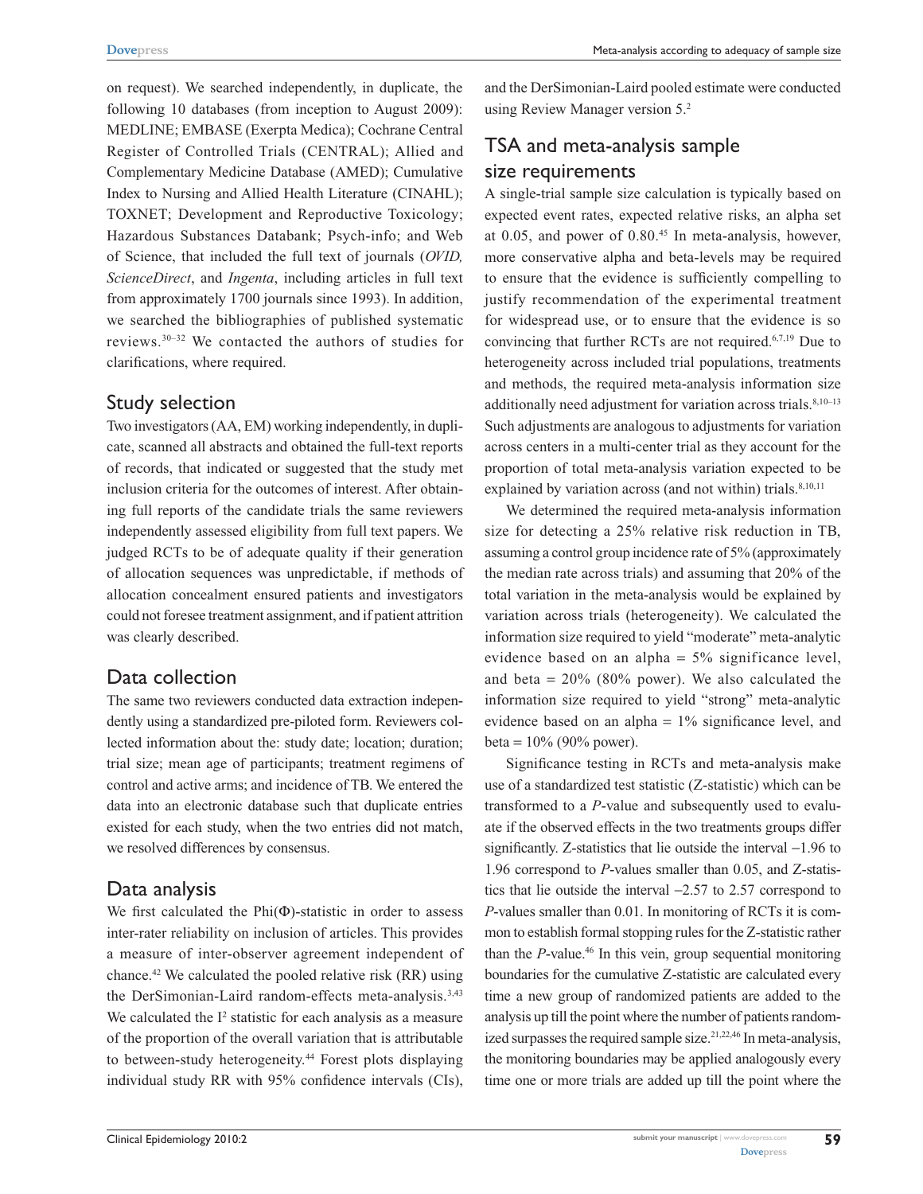on request). We searched independently, in duplicate, the following 10 databases (from inception to August 2009): MEDLINE; EMBASE (Exerpta Medica); Cochrane Central Register of Controlled Trials (CENTRAL); Allied and Complementary Medicine Database (AMED); Cumulative Index to Nursing and Allied Health Literature (CINAHL); TOXNET; Development and Reproductive Toxicology; Hazardous Substances Databank; Psych-info; and Web of Science, that included the full text of journals (*OVID, ScienceDirect*, and *Ingenta*, including articles in full text from approximately 1700 journals since 1993). In addition, we searched the bibliographies of published systematic reviews.[30–32] We contacted the authors of studies for clarifications, where required.

## Study selection

Two investigators (AA, EM) working independently, in duplicate, scanned all abstracts and obtained the full-text reports of records, that indicated or suggested that the study met inclusion criteria for the outcomes of interest. After obtaining full reports of the candidate trials the same reviewers independently assessed eligibility from full text papers. We judged RCTs to be of adequate quality if their generation of allocation sequences was unpredictable, if methods of allocation concealment ensured patients and investigators could not foresee treatment assignment, and if patient attrition was clearly described.

## Data collection

The same two reviewers conducted data extraction independently using a standardized pre-piloted form. Reviewers collected information about the: study date; location; duration; trial size; mean age of participants; treatment regimens of control and active arms; and incidence of TB. We entered the data into an electronic database such that duplicate entries existed for each study, when the two entries did not match, we resolved differences by consensus.

## Data analysis

We first calculated the Phi(Φ)-statistic in order to assess inter-rater reliability on inclusion of articles. This provides a measure of inter-observer agreement independent of chance.[42] We calculated the pooled relative risk (RR) using the DerSimonian-Laird random-effects meta-analysis.[3,43] We calculated the $I^2$ statistic for each analysis as a measure of the proportion of the overall variation that is attributable to between-study heterogeneity.[44] Forest plots displaying individual study RR with 95% confidence intervals (CIs), and the DerSimonian-Laird pooled estimate were conducted using Review Manager version 5.[2]

## TSA and meta-analysis sample size requirements

A single-trial sample size calculation is typically based on expected event rates, expected relative risks, an alpha set at 0.05, and power of 0.80.[45] In meta-analysis, however, more conservative alpha and beta-levels may be required to ensure that the evidence is sufficiently compelling to justify recommendation of the experimental treatment for widespread use, or to ensure that the evidence is so convincing that further RCTs are not required.[6,7,19] Due to heterogeneity across included trial populations, treatments and methods, the required meta-analysis information size additionally need adjustment for variation across trials.[8,10–13] Such adjustments are analogous to adjustments for variation across centers in a multi-center trial as they account for the proportion of total meta-analysis variation expected to be explained by variation across (and not within) trials.[8,10,11]

We determined the required meta-analysis information size for detecting a 25% relative risk reduction in TB, assuming a control group incidence rate of 5% (approximately the median rate across trials) and assuming that 20% of the total variation in the meta-analysis would be explained by variation across trials (heterogeneity). We calculated the information size required to yield "moderate" meta-analytic evidence based on an alpha = 5% significance level, and beta = 20% (80% power). We also calculated the information size required to yield "strong" meta-analytic evidence based on an alpha = 1% significance level, and beta = 10% (90% power).

Significance testing in RCTs and meta-analysis make use of a standardized test statistic (Z-statistic) which can be transformed to a *P*-value and subsequently used to evaluate if the observed effects in the two treatments groups differ significantly. Z-statistics that lie outside the interval −1.96 to 1.96 correspond to *P*-values smaller than 0.05, and Z-statistics that lie outside the interval –2.57 to 2.57 correspond to *P*-values smaller than 0.01. In monitoring of RCTs it is common to establish formal stopping rules for the Z-statistic rather than the *P*-value.[46] In this vein, group sequential monitoring boundaries for the cumulative Z-statistic are calculated every time a new group of randomized patients are added to the analysis up till the point where the number of patients randomized surpasses the required sample size.[21,22,46] In meta-analysis, the monitoring boundaries may be applied analogously every time one or more trials are added up till the point where the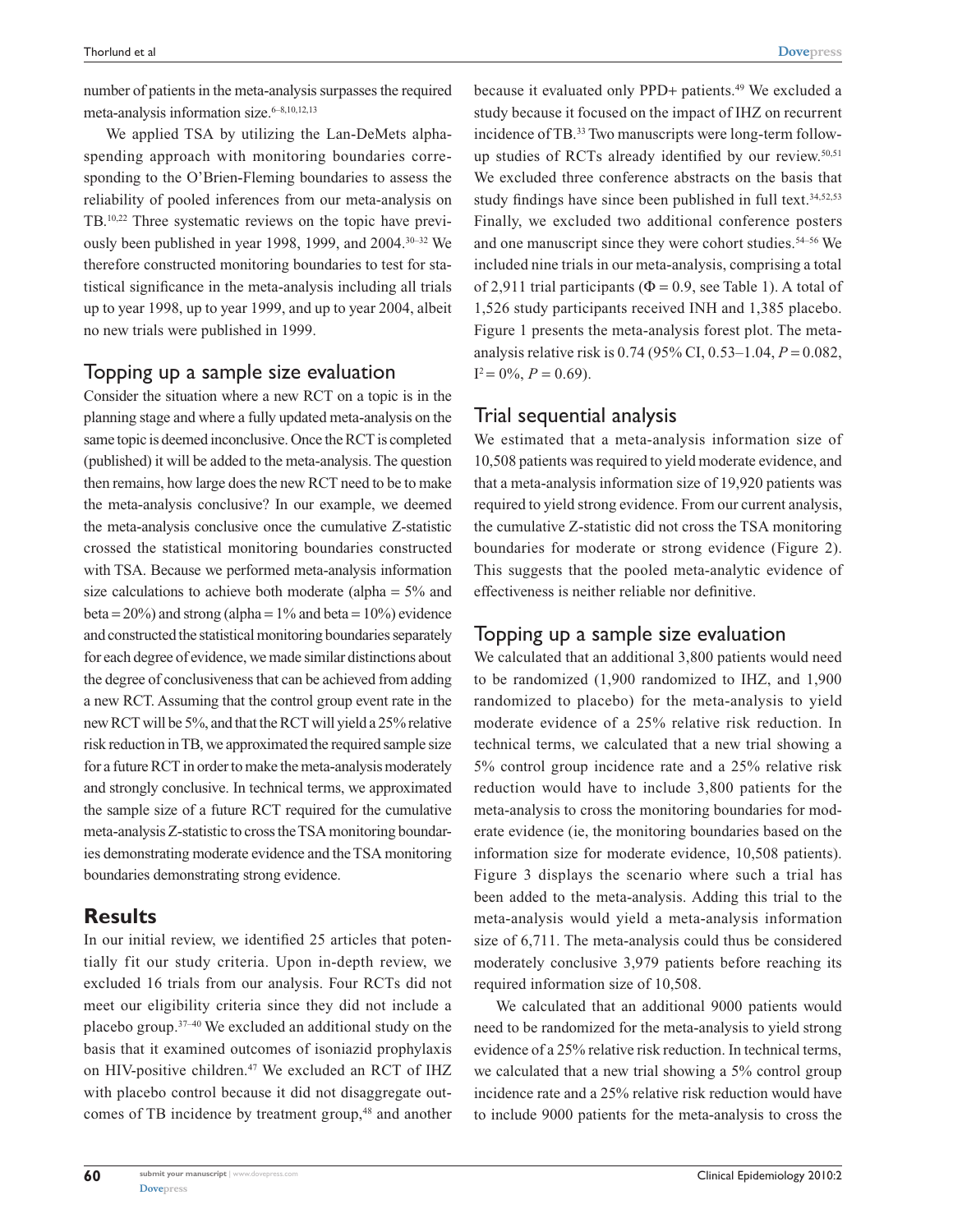number of patients in the meta-analysis surpasses the required meta-analysis information size.[6–8,10,12,13]

We applied TSA by utilizing the Lan-DeMets alpha-spending approach with monitoring boundaries corresponding to the O'Brien-Fleming boundaries to assess the reliability of pooled inferences from our meta-analysis on TB.[10,22] Three systematic reviews on the topic have previously been published in year 1998, 1999, and 2004.[30–32] We therefore constructed monitoring boundaries to test for statistical significance in the meta-analysis including all trials up to year 1998, up to year 1999, and up to year 2004, albeit no new trials were published in 1999.

## Topping up a sample size evaluation

Consider the situation where a new RCT on a topic is in the planning stage and where a fully updated meta-analysis on the same topic is deemed inconclusive. Once the RCT is completed (published) it will be added to the meta-analysis. The question then remains, how large does the new RCT need to be to make the meta-analysis conclusive? In our example, we deemed the meta-analysis conclusive once the cumulative Z-statistic crossed the statistical monitoring boundaries constructed with TSA. Because we performed meta-analysis information size calculations to achieve both moderate (alpha = 5% and beta = 20%) and strong (alpha = 1% and beta = 10%) evidence and constructed the statistical monitoring boundaries separately for each degree of evidence, we made similar distinctions about the degree of conclusiveness that can be achieved from adding a new RCT. Assuming that the control group event rate in the new RCT will be 5%, and that the RCT will yield a 25% relative risk reduction in TB, we approximated the required sample size for a future RCT in order to make the meta-analysis moderately and strongly conclusive. In technical terms, we approximated the sample size of a future RCT required for the cumulative meta-analysis Z-statistic to cross the TSA monitoring boundaries demonstrating moderate evidence and the TSA monitoring boundaries demonstrating strong evidence.

# Results

In our initial review, we identified 25 articles that potentially fit our study criteria. Upon in-depth review, we excluded 16 trials from our analysis. Four RCTs did not meet our eligibility criteria since they did not include a placebo group.[37–40] We excluded an additional study on the basis that it examined outcomes of isoniazid prophylaxis on HIV-positive children.[47] We excluded an RCT of IHZ with placebo control because it did not disaggregate outcomes of TB incidence by treatment group,[48] and another because it evaluated only PPD+ patients.[49] We excluded a study because it focused on the impact of IHZ on recurrent incidence of TB.[33] Two manuscripts were long-term follow-up studies of RCTs already identified by our review.[50,51] We excluded three conference abstracts on the basis that study findings have since been published in full text.[34,52,53] Finally, we excluded two additional conference posters and one manuscript since they were cohort studies.[54–56] We included nine trials in our meta-analysis, comprising a total of 2,911 trial participants ($\Phi = 0.9$, see Table 1). A total of 1,526 study participants received INH and 1,385 placebo. Figure 1 presents the meta-analysis forest plot. The meta-analysis relative risk is 0.74 (95% CI, 0.53–1.04, $P = 0.082$, $I^2 = 0\%$, $P = 0.69$).

## Trial sequential analysis

We estimated that a meta-analysis information size of 10,508 patients was required to yield moderate evidence, and that a meta-analysis information size of 19,920 patients was required to yield strong evidence. From our current analysis, the cumulative Z-statistic did not cross the TSA monitoring boundaries for moderate or strong evidence (Figure 2). This suggests that the pooled meta-analytic evidence of effectiveness is neither reliable nor definitive.

## Topping up a sample size evaluation

We calculated that an additional 3,800 patients would need to be randomized (1,900 randomized to IHZ, and 1,900 randomized to placebo) for the meta-analysis to yield moderate evidence of a 25% relative risk reduction. In technical terms, we calculated that a new trial showing a 5% control group incidence rate and a 25% relative risk reduction would have to include 3,800 patients for the meta-analysis to cross the monitoring boundaries for moderate evidence (ie, the monitoring boundaries based on the information size for moderate evidence, 10,508 patients). Figure 3 displays the scenario where such a trial has been added to the meta-analysis. Adding this trial to the meta-analysis would yield a meta-analysis information size of 6,711. The meta-analysis could thus be considered moderately conclusive 3,979 patients before reaching its required information size of 10,508.

We calculated that an additional 9000 patients would need to be randomized for the meta-analysis to yield strong evidence of a 25% relative risk reduction. In technical terms, we calculated that a new trial showing a 5% control group incidence rate and a 25% relative risk reduction would have to include 9000 patients for the meta-analysis to cross the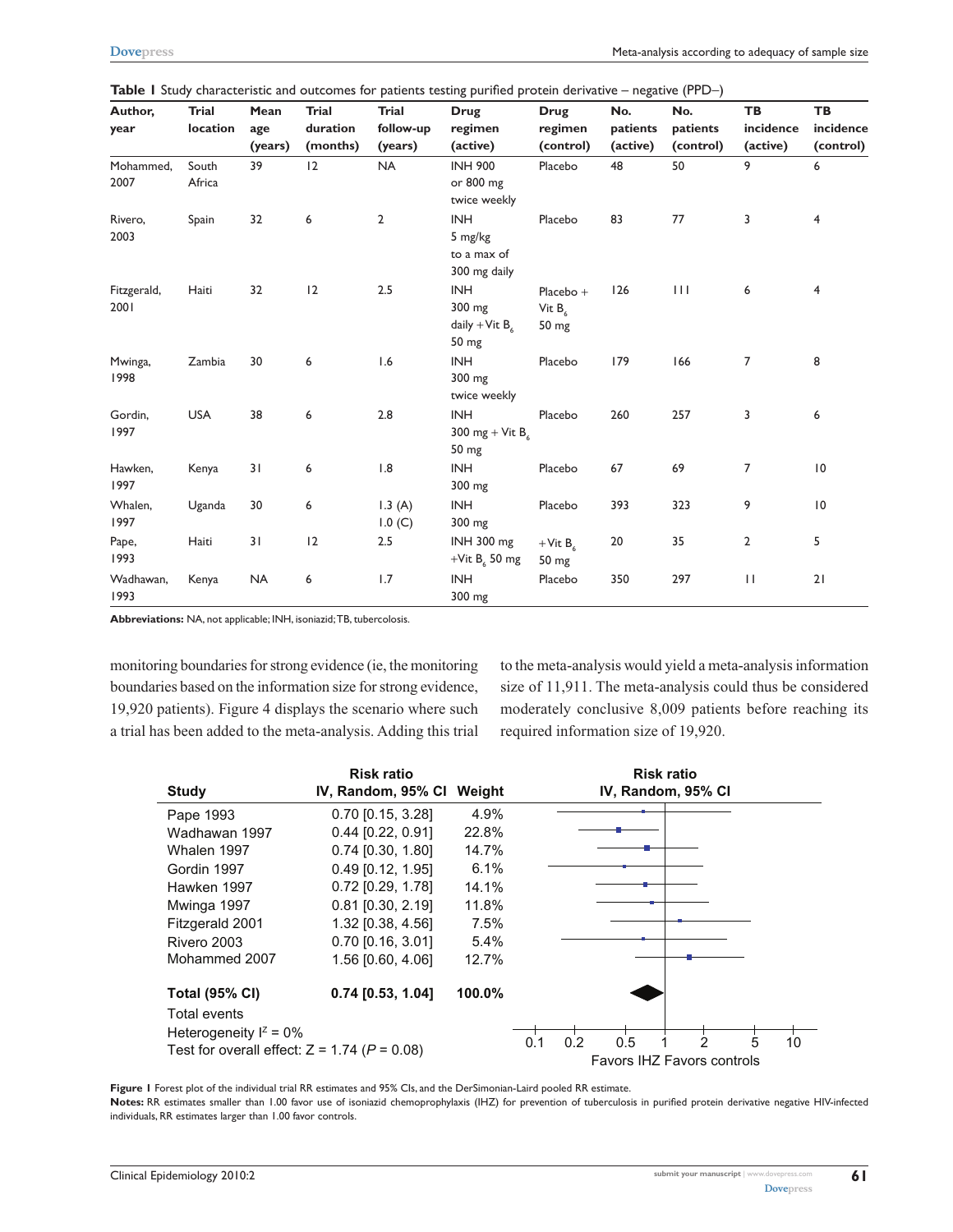**Table 1** Study characteristic and outcomes for patients testing purified protein derivative – negative (PPD–)

| Author, year | Trial location | Mean age (years) | Trial duration (months) | Trial follow-up (years) | Drug regimen (active) | Drug regimen (control) | No. patients (active) | No. patients (control) | TB incidence (active) | TB incidence (control) |
|---|---|---|---|---|---|---|---|---|---|---|
| Mohammed, 2007 | South Africa | 39 | 12 | NA | INH 900 or 800 mg twice weekly | Placebo | 48 | 50 | 9 | 6 |
| Rivero, 2003 | Spain | 32 | 6 | 2 | INH 5 mg/kg to a max of 300 mg daily | Placebo | 83 | 77 | 3 | 4 |
| Fitzgerald, 2001 | Haiti | 32 | 12 | 2.5 | INH 300 mg daily + Vit $B_6$ 50 mg | Placebo + Vit $B_6$ 50 mg | 126 | 111 | 6 | 4 |
| Mwinga, 1998 | Zambia | 30 | 6 | 1.6 | INH 300 mg twice weekly | Placebo | 179 | 166 | 7 | 8 |
| Gordin, 1997 | USA | 38 | 6 | 2.8 | INH 300 mg + Vit $B_6$ 50 mg | Placebo | 260 | 257 | 3 | 6 |
| Hawken, 1997 | Kenya | 31 | 6 | 1.8 | INH 300 mg | Placebo | 67 | 69 | 7 | 10 |
| Whalen, 1997 | Uganda | 30 | 6 | 1.3 (A) 1.0 (C) | INH 300 mg | Placebo | 393 | 323 | 9 | 10 |
| Pape, 1993 | Haiti | 31 | 12 | 2.5 | INH 300 mg +Vit $B_6$ 50 mg | +Vit $B_6$ 50 mg | 20 | 35 | 2 | 5 |
| Wadhawan, 1993 | Kenya | NA | 6 | 1.7 | INH 300 mg | Placebo | 350 | 297 | 11 | 21 |

**Abbreviations:** NA, not applicable; INH, isoniazid; TB, tuberculosis.

monitoring boundaries for strong evidence (ie, the monitoring boundaries based on the information size for strong evidence, 19,920 patients). Figure 4 displays the scenario where such a trial has been added to the meta-analysis. Adding this trial to the meta-analysis would yield a meta-analysis information size of 11,911. The meta-analysis could thus be considered moderately conclusive 8,009 patients before reaching its required information size of 19,920.

| Study | Risk ratio IV, Random, 95% CI | Weight |
|---|---|---|
| Pape 1993 | 0.70 [0.15, 3.28] | 4.9% |
| Wadhawan 1997 | 0.44 [0.22, 0.91] | 22.8% |
| Whalen 1997 | 0.74 [0.30, 1.80] | 14.7% |
| Gordin 1997 | 0.49 [0.12, 1.95] | 6.1% |
| Hawken 1997 | 0.72 [0.29, 1.78] | 14.1% |
| Mwinga 1997 | 0.81 [0.30, 2.19] | 11.8% |
| Fitzgerald 2001 | 1.32 [0.38, 4.56] | 7.5% |
| Rivero 2003 | 0.70 [0.16, 3.01] | 5.4% |
| Mohammed 2007 | 1.56 [0.60, 4.06] | 12.7% |
| **Total (95% CI)** | **0.74 [0.53, 1.04]** | **100.0%** |

Total events
Heterogeneity $I^2 = 0\%$
Test for overall effect: $Z = 1.74$ ($P = 0.08$)

Favors IHZ Favors controls

**Figure 1** Forest plot of the individual trial RR estimates and 95% CIs, and the DerSimonian-Laird pooled RR estimate.
**Notes:** RR estimates smaller than 1.00 favor use of isoniazid chemoprophylaxis (IHZ) for prevention of tuberculosis in purified protein derivative negative HIV-infected individuals, RR estimates larger than 1.00 favor controls.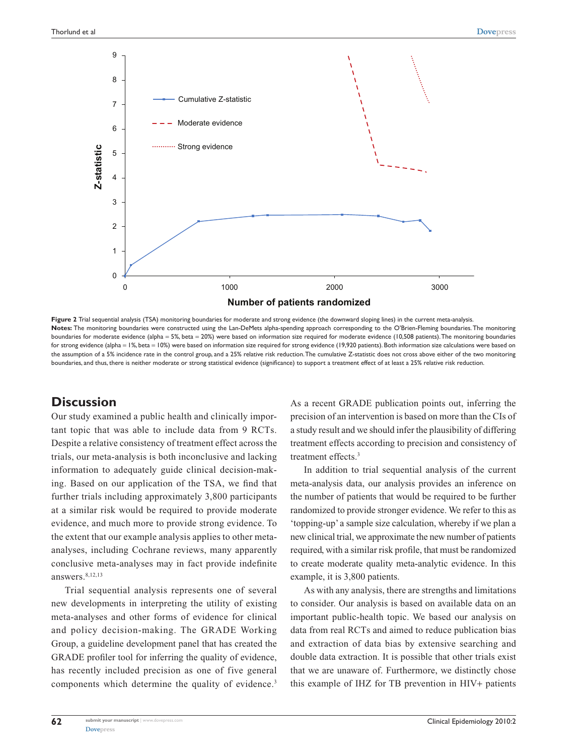**Figure 2** Trial sequential analysis (TSA) monitoring boundaries for moderate and strong evidence (the downward sloping lines) in the current meta-analysis.

**Notes:** The monitoring boundaries were constructed using the Lan-DeMets alpha-spending approach corresponding to the O'Brien-Fleming boundaries. The monitoring boundaries for moderate evidence (alpha = 5%, beta = 20%) were based on information size required for moderate evidence (10,508 patients). The monitoring boundaries for strong evidence (alpha = 1%, beta = 10%) were based on information size required for strong evidence (19,920 patients). Both information size calculations were based on the assumption of a 5% incidence rate in the control group, and a 25% relative risk reduction. The cumulative Z-statistic does not cross above either of the two monitoring boundaries, and thus, there is neither moderate or strong statistical evidence (significance) to support a treatment effect of at least a 25% relative risk reduction.

## Discussion

Our study examined a public health and clinically important topic that was able to include data from 9 RCTs. Despite a relative consistency of treatment effect across the trials, our meta-analysis is both inconclusive and lacking information to adequately guide clinical decision-making. Based on our application of the TSA, we find that further trials including approximately 3,800 participants at a similar risk would be required to provide moderate evidence, and much more to provide strong evidence. To the extent that our example analysis applies to other meta-analyses, including Cochrane reviews, many apparently conclusive meta-analyses may in fact provide indefinite answers.[8,12,13]

Trial sequential analysis represents one of several new developments in interpreting the utility of existing meta-analyses and other forms of evidence for clinical and policy decision-making. The GRADE Working Group, a guideline development panel that has created the GRADE profiler tool for inferring the quality of evidence, has recently included precision as one of five general components which determine the quality of evidence.[3] As a recent GRADE publication points out, inferring the precision of an intervention is based on more than the CIs of a study result and we should infer the plausibility of differing treatment effects according to precision and consistency of treatment effects.[3]

In addition to trial sequential analysis of the current meta-analysis data, our analysis provides an inference on the number of patients that would be required to be further randomized to provide stronger evidence. We refer to this as 'topping-up' a sample size calculation, whereby if we plan a new clinical trial, we approximate the new number of patients required, with a similar risk profile, that must be randomized to create moderate quality meta-analytic evidence. In this example, it is 3,800 patients.

As with any analysis, there are strengths and limitations to consider. Our analysis is based on available data on an important public-health topic. We based our analysis on data from real RCTs and aimed to reduce publication bias and extraction of data bias by extensive searching and double data extraction. It is possible that other trials exist that we are unaware of. Furthermore, we distinctly chose this example of IHZ for TB prevention in HIV+ patients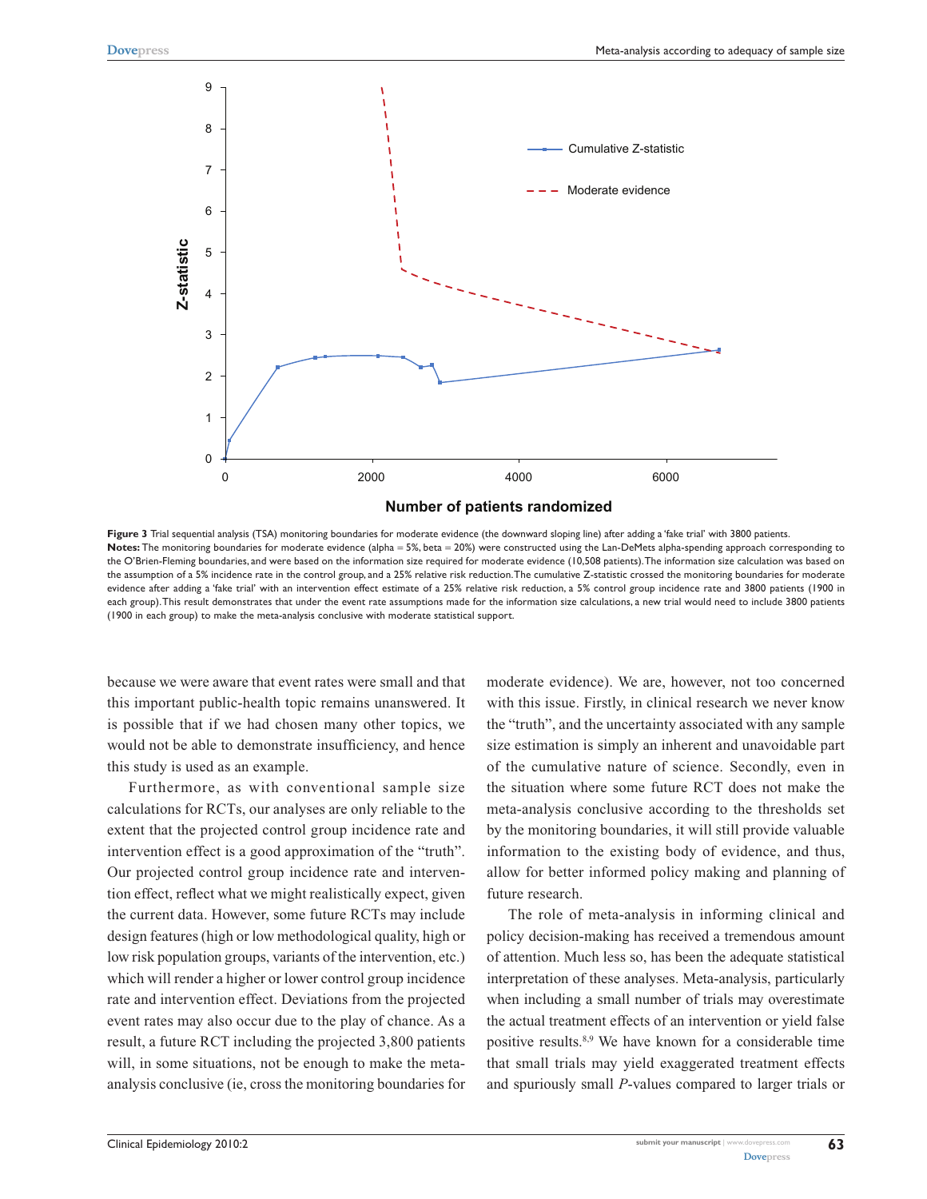9
8
7
6
5
4
3
2
1
0

Z-statistic

0
2000
4000
6000

Number of patients randomized

Cumulative Z-statistic

Moderate evidence

**Figure 3** Trial sequential analysis (TSA) monitoring boundaries for moderate evidence (the downward sloping line) after adding a 'fake trial' with 3800 patients.

**Notes:** The monitoring boundaries for moderate evidence (alpha = 5%, beta = 20%) were constructed using the Lan-DeMets alpha-spending approach corresponding to the O'Brien-Fleming boundaries, and were based on the information size required for moderate evidence (10,508 patients). The information size calculation was based on the assumption of a 5% incidence rate in the control group, and a 25% relative risk reduction. The cumulative Z-statistic crossed the monitoring boundaries for moderate evidence after adding a 'fake trial' with an intervention effect estimate of a 25% relative risk reduction, a 5% control group incidence rate and 3800 patients (1900 in each group). This result demonstrates that under the event rate assumptions made for the information size calculations, a new trial would need to include 3800 patients (1900 in each group) to make the meta-analysis conclusive with moderate statistical support.

because we were aware that event rates were small and that this important public-health topic remains unanswered. It is possible that if we had chosen many other topics, we would not be able to demonstrate insufficiency, and hence this study is used as an example.

Furthermore, as with conventional sample size calculations for RCTs, our analyses are only reliable to the extent that the projected control group incidence rate and intervention effect is a good approximation of the "truth". Our projected control group incidence rate and intervention effect, reflect what we might realistically expect, given the current data. However, some future RCTs may include design features (high or low methodological quality, high or low risk population groups, variants of the intervention, etc.) which will render a higher or lower control group incidence rate and intervention effect. Deviations from the projected event rates may also occur due to the play of chance. As a result, a future RCT including the projected 3,800 patients will, in some situations, not be enough to make the meta-analysis conclusive (ie, cross the monitoring boundaries for moderate evidence). We are, however, not too concerned with this issue. Firstly, in clinical research we never know the "truth", and the uncertainty associated with any sample size estimation is simply an inherent and unavoidable part of the cumulative nature of science. Secondly, even in the situation where some future RCT does not make the meta-analysis conclusive according to the thresholds set by the monitoring boundaries, it will still provide valuable information to the existing body of evidence, and thus, allow for better informed policy making and planning of future research.

The role of meta-analysis in informing clinical and policy decision-making has received a tremendous amount of attention. Much less so, has been the adequate statistical interpretation of these analyses. Meta-analysis, particularly when including a small number of trials may overestimate the actual treatment effects of an intervention or yield false positive results.[8,9] We have known for a considerable time that small trials may yield exaggerated treatment effects and spuriously small *P*-values compared to larger trials or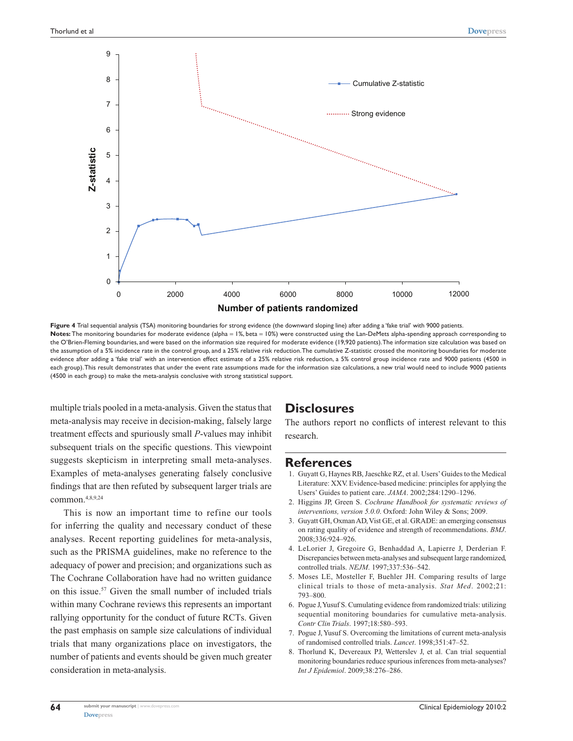**Figure 4** Trial sequential analysis (TSA) monitoring boundaries for strong evidence (the downward sloping line) after adding a 'fake trial' with 9000 patients.

**Notes:** The monitoring boundaries for moderate evidence (alpha = 1%, beta = 10%) were constructed using the Lan-DeMets alpha-spending approach corresponding to the O'Brien-Fleming boundaries, and were based on the information size required for moderate evidence (19,920 patients). The information size calculation was based on the assumption of a 5% incidence rate in the control group, and a 25% relative risk reduction. The cumulative Z-statistic crossed the monitoring boundaries for moderate evidence after adding a 'fake trial' with an intervention effect estimate of a 25% relative risk reduction, a 5% control group incidence rate and 9000 patients (4500 in each group). This result demonstrates that under the event rate assumptions made for the information size calculations, a new trial would need to include 9000 patients (4500 in each group) to make the meta-analysis conclusive with strong statistical support.

multiple trials pooled in a meta-analysis. Given the status that meta-analysis may receive in decision-making, falsely large treatment effects and spuriously small *P*-values may inhibit subsequent trials on the specific questions. This viewpoint suggests skepticism in interpreting small meta-analyses. Examples of meta-analyses generating falsely conclusive findings that are then refuted by subsequent larger trials are common.[4,8,9,24]

This is now an important time to refine our tools for inferring the quality and necessary conduct of these analyses. Recent reporting guidelines for meta-analysis, such as the PRISMA guidelines, make no reference to the adequacy of power and precision; and organizations such as The Cochrane Collaboration have had no written guidance on this issue.[57] Given the small number of included trials within many Cochrane reviews this represents an important rallying opportunity for the conduct of future RCTs. Given the past emphasis on sample size calculations of individual trials that many organizations place on investigators, the number of patients and events should be given much greater consideration in meta-analysis.

## Disclosures

The authors report no conflicts of interest relevant to this research.

## References

1. Guyatt G, Haynes RB, Jaeschke RZ, et al. Users' Guides to the Medical Literature: XXV. Evidence-based medicine: principles for applying the Users' Guides to patient care. *JAMA*. 2002;284:1290–1296.
2. Higgins JP, Green S. *Cochrane Handbook for systematic reviews of interventions, version 5.0.0*. Oxford: John Wiley & Sons; 2009.
3. Guyatt GH, Oxman AD, Vist GE, et al. GRADE: an emerging consensus on rating quality of evidence and strength of recommendations. *BMJ*. 2008;336:924–926.
4. LeLorier J, Gregoire G, Benhaddad A, Lapierre J, Derderian F. Discrepancies between meta-analyses and subsequent large randomized, controlled trials. *NEJM*. 1997;337:536–542.
5. Moses LE, Mosteller F, Buehler JH. Comparing results of large clinical trials to those of meta-analysis. *Stat Med*. 2002;21:793–800.
6. Pogue J, Yusuf S. Cumulating evidence from randomized trials: utilizing sequential monitoring boundaries for cumulative meta-analysis. *Contr Clin Trials*. 1997;18:580–593.
7. Pogue J, Yusuf S. Overcoming the limitations of current meta-analysis of randomised controlled trials. *Lancet*. 1998;351:47–52.
8. Thorlund K, Devereaux PJ, Wetterslev J, et al. Can trial sequential monitoring boundaries reduce spurious inferences from meta-analyses? *Int J Epidemiol*. 2009;38:276–286.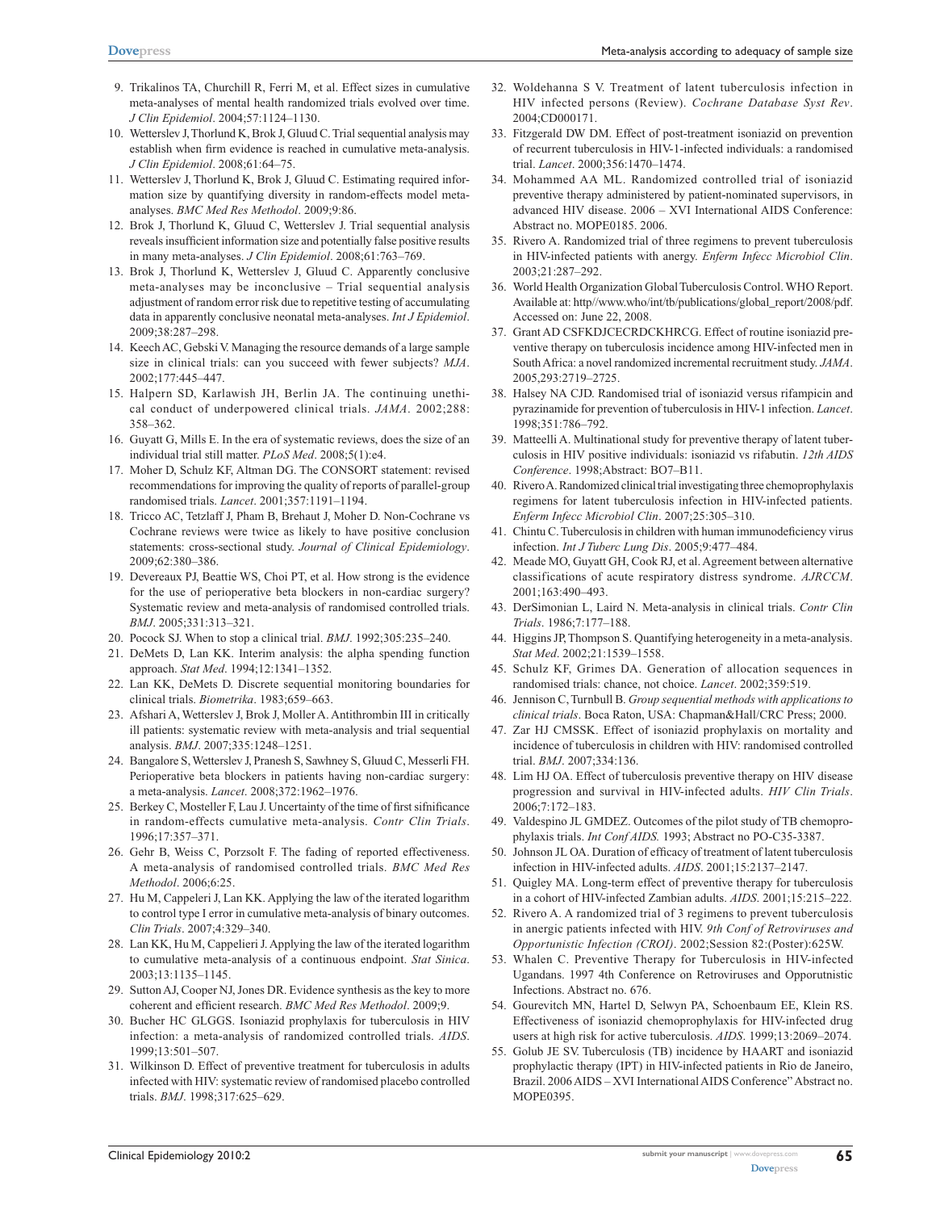9. Trikalinos TA, Churchill R, Ferri M, et al. Effect sizes in cumulative meta-analyses of mental health randomized trials evolved over time. *J Clin Epidemiol*. 2004;57:1124–1130.
10. Wetterslev J, Thorlund K, Brok J, Gluud C. Trial sequential analysis may establish when firm evidence is reached in cumulative meta-analysis. *J Clin Epidemiol*. 2008;61:64–75.
11. Wetterslev J, Thorlund K, Brok J, Gluud C. Estimating required information size by quantifying diversity in random-effects model meta-analyses. *BMC Med Res Methodol*. 2009;9:86.
12. Brok J, Thorlund K, Gluud C, Wetterslev J. Trial sequential analysis reveals insufficient information size and potentially false positive results in many meta-analyses. *J Clin Epidemiol*. 2008;61:763–769.
13. Brok J, Thorlund K, Wetterslev J, Gluud C. Apparently conclusive meta-analyses may be inconclusive – Trial sequential analysis adjustment of random error risk due to repetitive testing of accumulating data in apparently conclusive neonatal meta-analyses. *Int J Epidemiol*. 2009;38:287–298.
14. Keech AC, Gebski V. Managing the resource demands of a large sample size in clinical trials: can you succeed with fewer subjects? *MJA*. 2002;177:445–447.
15. Halpern SD, Karlawish JH, Berlin JA. The continuing unethical conduct of underpowered clinical trials. *JAMA*. 2002;288:358–362.
16. Guyatt G, Mills E. In the era of systematic reviews, does the size of an individual trial still matter. *PLoS Med*. 2008;5(1):e4.
17. Moher D, Schulz KF, Altman DG. The CONSORT statement: revised recommendations for improving the quality of reports of parallel-group randomised trials. *Lancet*. 2001;357:1191–1194.
18. Tricco AC, Tetzlaff J, Pham B, Brehaut J, Moher D. Non-Cochrane vs Cochrane reviews were twice as likely to have positive conclusion statements: cross-sectional study. *Journal of Clinical Epidemiology*. 2009;62:380–386.
19. Devereaux PJ, Beattie WS, Choi PT, et al. How strong is the evidence for the use of perioperative beta blockers in non-cardiac surgery? Systematic review and meta-analysis of randomised controlled trials. *BMJ*. 2005;331:313–321.
20. Pocock SJ. When to stop a clinical trial. *BMJ*. 1992;305:235–240.
21. DeMets D, Lan KK. Interim analysis: the alpha spending function approach. *Stat Med*. 1994;12:1341–1352.
22. Lan KK, DeMets D. Discrete sequential monitoring boundaries for clinical trials. *Biometrika*. 1983;659–663.
23. Afshari A, Wetterslev J, Brok J, Moller A. Antithrombin III in critically ill patients: systematic review with meta-analysis and trial sequential analysis. *BMJ*. 2007;335:1248–1251.
24. Bangalore S, Wetterslev J, Pranesh S, Sawhney S, Gluud C, Messerli FH. Perioperative beta blockers in patients having non-cardiac surgery: a meta-analysis. *Lancet*. 2008;372:1962–1976.
25. Berkey C, Mosteller F, Lau J. Uncertainty of the time of first sifnificance in random-effects cumulative meta-analysis. *Contr Clin Trials*. 1996;17:357–371.
26. Gehr B, Weiss C, Porzsolt F. The fading of reported effectiveness. A meta-analysis of randomised controlled trials. *BMC Med Res Methodol*. 2006;6:25.
27. Hu M, Cappeleri J, Lan KK. Applying the law of the iterated logarithm to control type I error in cumulative meta-analysis of binary outcomes. *Clin Trials*. 2007;4:329–340.
28. Lan KK, Hu M, Cappelieri J. Applying the law of the iterated logarithm to cumulative meta-analysis of a continuous endpoint. *Stat Sinica*. 2003;13:1135–1145.
29. Sutton AJ, Cooper NJ, Jones DR. Evidence synthesis as the key to more coherent and efficient research. *BMC Med Res Methodol*. 2009;9.
30. Bucher HC GLGGS. Isoniazid prophylaxis for tuberculosis in HIV infection: a meta-analysis of randomized controlled trials. *AIDS*. 1999;13:501–507.
31. Wilkinson D. Effect of preventive treatment for tuberculosis in adults infected with HIV: systematic review of randomised placebo controlled trials. *BMJ*. 1998;317:625–629.
32. Woldehanna S V. Treatment of latent tuberculosis infection in HIV infected persons (Review). *Cochrane Database Syst Rev*. 2004;CD000171.
33. Fitzgerald DW DM. Effect of post-treatment isoniazid on prevention of recurrent tuberculosis in HIV-1-infected individuals: a randomised trial. *Lancet*. 2000;356:1470–1474.
34. Mohammed AA ML. Randomized controlled trial of isoniazid preventive therapy administered by patient-nominated supervisors, in advanced HIV disease. 2006 – XVI International AIDS Conference: Abstract no. MOPE0185. 2006.
35. Rivero A. Randomized trial of three regimens to prevent tuberculosis in HIV-infected patients with anergy. *Enferm Infecc Microbiol Clin*. 2003;21:287–292.
36. World Health Organization Global Tuberculosis Control. WHO Report. Available at: http//www.who/int/tb/publications/global_report/2008/pdf. Accessed on: June 22, 2008.
37. Grant AD CSFKDJCECRDCKHRCG. Effect of routine isoniazid preventive therapy on tuberculosis incidence among HIV-infected men in South Africa: a novel randomized incremental recruitment study. *JAMA*. 2005,293:2719–2725.
38. Halsey NA CJD. Randomised trial of isoniazid versus rifampicin and pyrazinamide for prevention of tuberculosis in HIV-1 infection. *Lancet*. 1998;351:786–792.
39. Matteelli A. Multinational study for preventive therapy of latent tuberculosis in HIV positive individuals: isoniazid vs rifabutin. *12th AIDS Conference*. 1998;Abstract: BO7–B11.
40. Rivero A. Randomized clinical trial investigating three chemoprophylaxis regimens for latent tuberculosis infection in HIV-infected patients. *Enferm Infecc Microbiol Clin*. 2007;25:305–310.
41. Chintu C. Tuberculosis in children with human immunodeficiency virus infection. *Int J Tuberc Lung Dis*. 2005;9:477–484.
42. Meade MO, Guyatt GH, Cook RJ, et al. Agreement between alternative classifications of acute respiratory distress syndrome. *AJRCCM*. 2001;163:490–493.
43. DerSimonian L, Laird N. Meta-analysis in clinical trials. *Contr Clin Trials*. 1986;7:177–188.
44. Higgins JP, Thompson S. Quantifying heterogeneity in a meta-analysis. *Stat Med*. 2002;21:1539–1558.
45. Schulz KF, Grimes DA. Generation of allocation sequences in randomised trials: chance, not choice. *Lancet*. 2002;359:519.
46. Jennison C, Turnbull B. *Group sequential methods with applications to clinical trials*. Boca Raton, USA: Chapman&Hall/CRC Press; 2000.
47. Zar HJ CMSSK. Effect of isoniazid prophylaxis on mortality and incidence of tuberculosis in children with HIV: randomised controlled trial. *BMJ*. 2007;334:136.
48. Lim HJ OA. Effect of tuberculosis preventive therapy on HIV disease progression and survival in HIV-infected adults. *HIV Clin Trials*. 2006;7:172–183.
49. Valdespino JL GMDEZ. Outcomes of the pilot study of TB chemoprophylaxis trials. *Int Conf AIDS.* 1993; Abstract no PO-C35-3387.
50. Johnson JL OA. Duration of efficacy of treatment of latent tuberculosis infection in HIV-infected adults. *AIDS*. 2001;15:2137–2147.
51. Quigley MA. Long-term effect of preventive therapy for tuberculosis in a cohort of HIV-infected Zambian adults. *AIDS*. 2001;15:215–222.
52. Rivero A. A randomized trial of 3 regimens to prevent tuberculosis in anergic patients infected with HIV. *9th Conf of Retroviruses and Opportunistic Infection (CROI)*. 2002;Session 82:(Poster):625W.
53. Whalen C. Preventive Therapy for Tuberculosis in HIV-infected Ugandans. 1997 4th Conference on Retroviruses and Opporutnistic Infections. Abstract no. 676.
54. Gourevitch MN, Hartel D, Selwyn PA, Schoenbaum EE, Klein RS. Effectiveness of isoniazid chemoprophylaxis for HIV-infected drug users at high risk for active tuberculosis. *AIDS*. 1999;13:2069–2074.
55. Golub JE SV. Tuberculosis (TB) incidence by HAART and isoniazid prophylactic therapy (IPT) in HIV-infected patients in Rio de Janeiro, Brazil. 2006 AIDS – XVI International AIDS Conference" Abstract no. MOPE0395.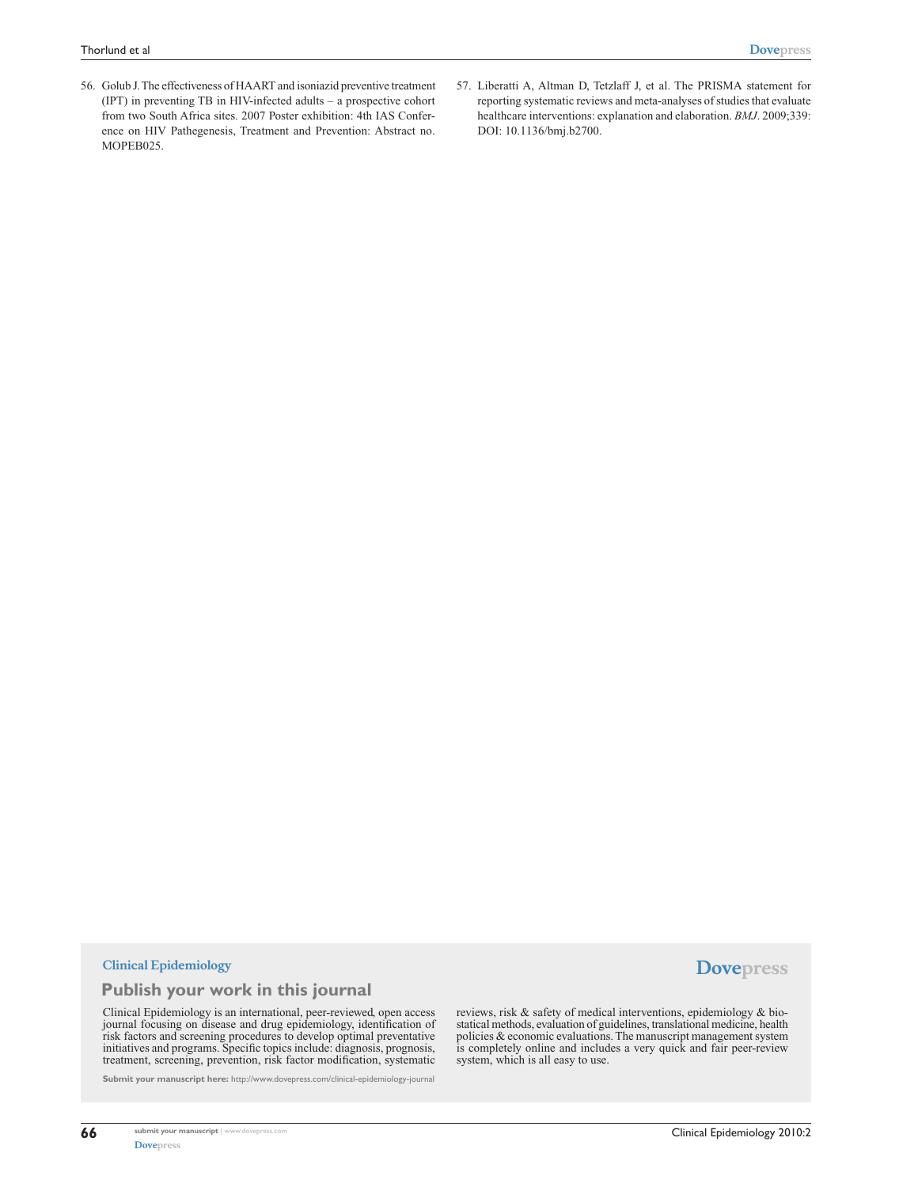56. Golub J. The effectiveness of HAART and isoniazid preventive treatment (IPT) in preventing TB in HIV-infected adults – a prospective cohort from two South Africa sites. 2007 Poster exhibition: 4th IAS Conference on HIV Pathegenesis, Treatment and Prevention: Abstract no. MOPEB025.
57. Liberatti A, Altman D, Tetzlaff J, et al. The PRISMA statement for reporting systematic reviews and meta-analyses of studies that evaluate healthcare interventions: explanation and elaboration. *BMJ*. 2009;339: DOI: 10.1136/bmj.b2700.

**Clinical Epidemiology**

**Dovepress**

## Publish your work in this journal

Clinical Epidemiology is an international, peer-reviewed, open access journal focusing on disease and drug epidemiology, identification of risk factors and screening procedures to develop optimal preventative initiatives and programs. Specific topics include: diagnosis, prognosis, treatment, screening, prevention, risk factor modification, systematic reviews, risk & safety of medical interventions, epidemiology & biostatical methods, evaluation of guidelines, translational medicine, health policies & economic evaluations. The manuscript management system is completely online and includes a very quick and fair peer-review system, which is all easy to use.

**Submit your manuscript here:** http://www.dovepress.com/clinical-epidemiology-journal